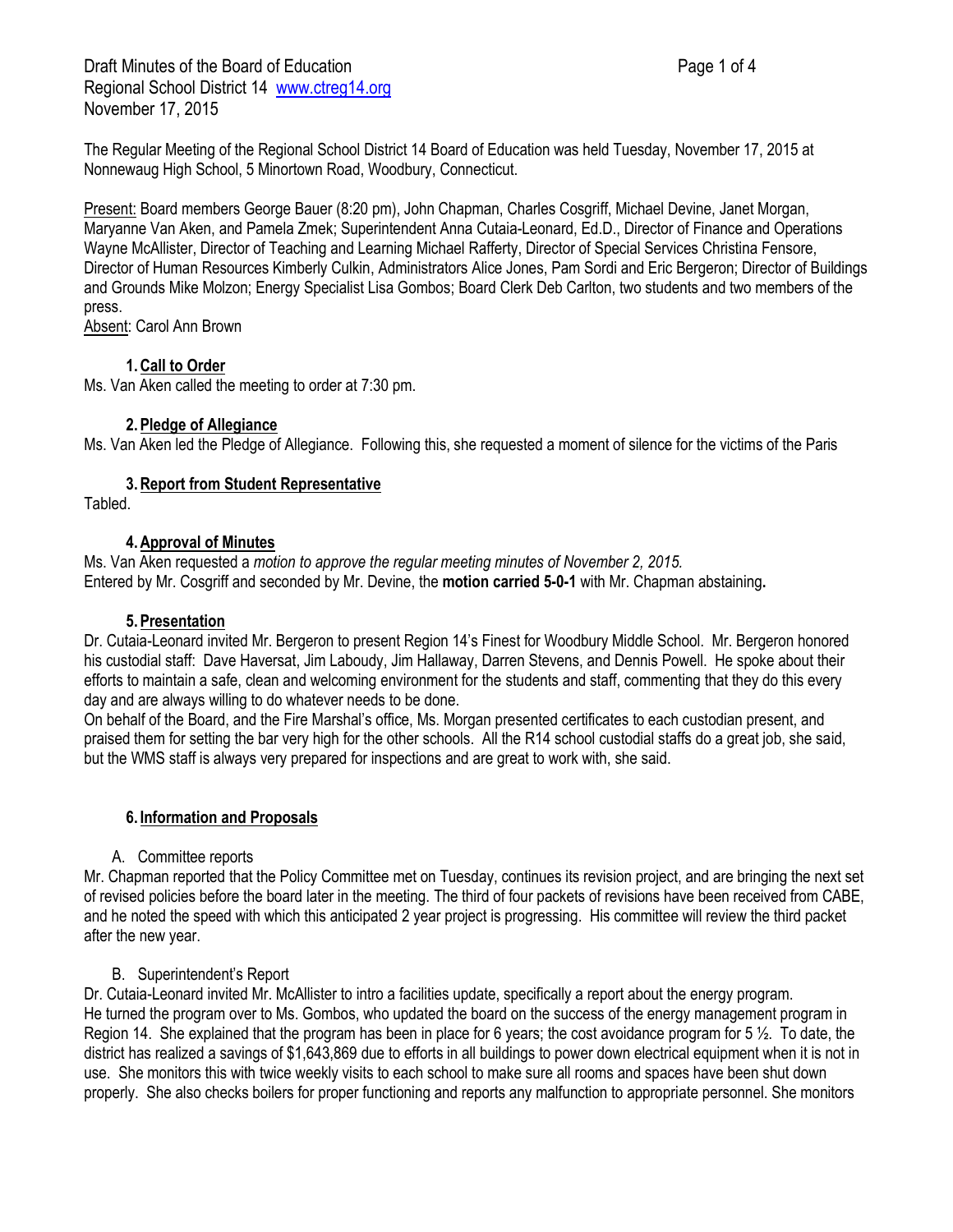Draft Minutes of the Board of Education
Regional School District 14 www.ctreg14.org
November 17, 2015

The Regular Meeting of the Regional School District 14 Board of Education was held Tuesday, November 17, 2015 at Nonnewaug High School, 5 Minortown Road, Woodbury, Connecticut.

Present: Board members George Bauer (8:20 pm), John Chapman, Charles Cosgriff, Michael Devine, Janet Morgan, Maryanne Van Aken, and Pamela Zmek; Superintendent Anna Cutaia-Leonard, Ed.D., Director of Finance and Operations Wayne McAllister, Director of Teaching and Learning Michael Rafferty, Director of Special Services Christina Fensore, Director of Human Resources Kimberly Culkin, Administrators Alice Jones, Pam Sordi and Eric Bergeron; Director of Buildings and Grounds Mike Molzon; Energy Specialist Lisa Gombos; Board Clerk Deb Carlton, two students and two members of the press.
Absent: Carol Ann Brown

1. **Call to Order**

Ms. Van Aken called the meeting to order at 7:30 pm.

2. **Pledge of Allegiance**

Ms. Van Aken led the Pledge of Allegiance. Following this, she requested a moment of silence for the victims of the Paris

3. **Report from Student Representative**

Tabled.

4. **Approval of Minutes**

Ms. Van Aken requested a *motion to approve the regular meeting minutes of November 2, 2015.*
Entered by Mr. Cosgriff and seconded by Mr. Devine, the **motion carried 5-0-1** with Mr. Chapman abstaining**.**

5. **Presentation**

Dr. Cutaia-Leonard invited Mr. Bergeron to present Region 14's Finest for Woodbury Middle School. Mr. Bergeron honored his custodial staff: Dave Haversat, Jim Laboudy, Jim Hallaway, Darren Stevens, and Dennis Powell. He spoke about their efforts to maintain a safe, clean and welcoming environment for the students and staff, commenting that they do this every day and are always willing to do whatever needs to be done.
On behalf of the Board, and the Fire Marshal's office, Ms. Morgan presented certificates to each custodian present, and praised them for setting the bar very high for the other schools. All the R14 school custodial staffs do a great job, she said, but the WMS staff is always very prepared for inspections and are great to work with, she said.

6. **Information and Proposals**

A. Committee reports

Mr. Chapman reported that the Policy Committee met on Tuesday, continues its revision project, and are bringing the next set of revised policies before the board later in the meeting. The third of four packets of revisions have been received from CABE, and he noted the speed with which this anticipated 2 year project is progressing. His committee will review the third packet after the new year.

B. Superintendent's Report

Dr. Cutaia-Leonard invited Mr. McAllister to intro a facilities update, specifically a report about the energy program. He turned the program over to Ms. Gombos, who updated the board on the success of the energy management program in Region 14. She explained that the program has been in place for 6 years; the cost avoidance program for 5 ½. To date, the district has realized a savings of $1,643,869 due to efforts in all buildings to power down electrical equipment when it is not in use. She monitors this with twice weekly visits to each school to make sure all rooms and spaces have been shut down properly. She also checks boilers for proper functioning and reports any malfunction to appropriate personnel. She monitors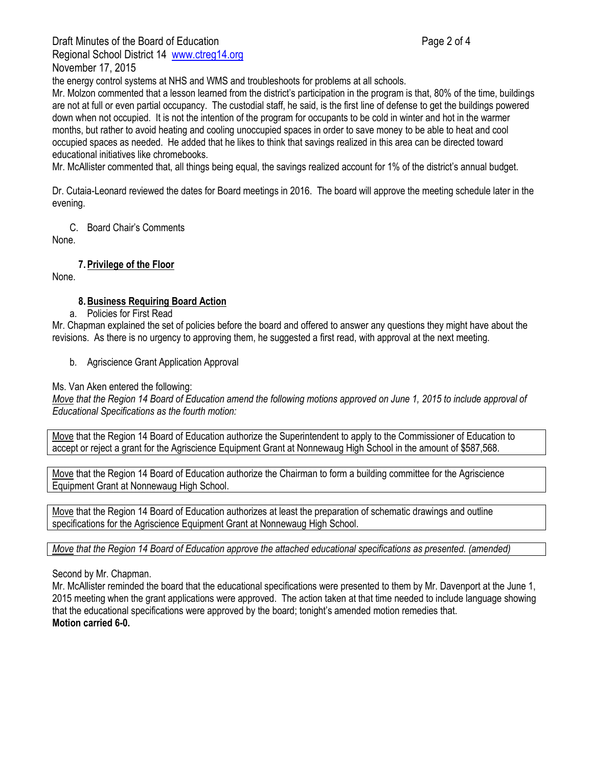the energy control systems at NHS and WMS and troubleshoots for problems at all schools.

Mr. Molzon commented that a lesson learned from the district's participation in the program is that, 80% of the time, buildings are not at full or even partial occupancy. The custodial staff, he said, is the first line of defense to get the buildings powered down when not occupied. It is not the intention of the program for occupants to be cold in winter and hot in the warmer months, but rather to avoid heating and cooling unoccupied spaces in order to save money to be able to heat and cool occupied spaces as needed. He added that he likes to think that savings realized in this area can be directed toward educational initiatives like chromebooks.

Mr. McAllister commented that, all things being equal, the savings realized account for 1% of the district's annual budget.

Dr. Cutaia-Leonard reviewed the dates for Board meetings in 2016. The board will approve the meeting schedule later in the evening.

C. Board Chair's Comments

None.

## 7. Privilege of the Floor

None.

## 8. Business Requiring Board Action

a. Policies for First Read

Mr. Chapman explained the set of policies before the board and offered to answer any questions they might have about the revisions. As there is no urgency to approving them, he suggested a first read, with approval at the next meeting.

b. Agriscience Grant Application Approval

Ms. Van Aken entered the following:

*Move that the Region 14 Board of Education amend the following motions approved on June 1, 2015 to include approval of Educational Specifications as the fourth motion:*

> Move that the Region 14 Board of Education authorize the Superintendent to apply to the Commissioner of Education to accept or reject a grant for the Agriscience Equipment Grant at Nonnewaug High School in the amount of $587,568.

> Move that the Region 14 Board of Education authorize the Chairman to form a building committee for the Agriscience Equipment Grant at Nonnewaug High School.

> Move that the Region 14 Board of Education authorizes at least the preparation of schematic drawings and outline specifications for the Agriscience Equipment Grant at Nonnewaug High School.

> *Move that the Region 14 Board of Education approve the attached educational specifications as presented. (amended)*

Second by Mr. Chapman.

Mr. McAllister reminded the board that the educational specifications were presented to them by Mr. Davenport at the June 1, 2015 meeting when the grant applications were approved. The action taken at that time needed to include language showing that the educational specifications were approved by the board; tonight's amended motion remedies that.

**Motion carried 6-0.**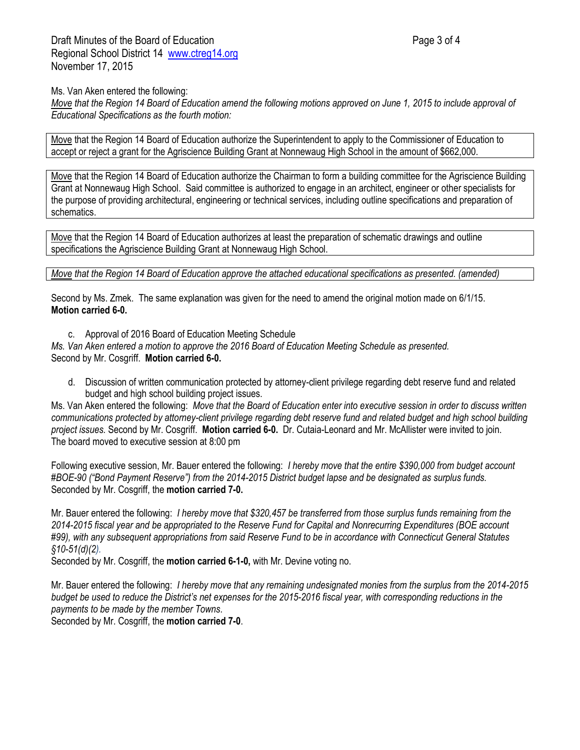Ms. Van Aken entered the following:
*Move that the Region 14 Board of Education amend the following motions approved on June 1, 2015 to include approval of Educational Specifications as the fourth motion:*

Move that the Region 14 Board of Education authorize the Superintendent to apply to the Commissioner of Education to accept or reject a grant for the Agriscience Building Grant at Nonnewaug High School in the amount of $662,000.

Move that the Region 14 Board of Education authorize the Chairman to form a building committee for the Agriscience Building Grant at Nonnewaug High School. Said committee is authorized to engage in an architect, engineer or other specialists for the purpose of providing architectural, engineering or technical services, including outline specifications and preparation of schematics.

Move that the Region 14 Board of Education authorizes at least the preparation of schematic drawings and outline specifications the Agriscience Building Grant at Nonnewaug High School.

*Move that the Region 14 Board of Education approve the attached educational specifications as presented. (amended)*

Second by Ms. Zmek. The same explanation was given for the need to amend the original motion made on 6/1/15. **Motion carried 6-0.**

c. Approval of 2016 Board of Education Meeting Schedule

*Ms. Van Aken entered a motion to approve the 2016 Board of Education Meeting Schedule as presented.* Second by Mr. Cosgriff. **Motion carried 6-0.**

d. Discussion of written communication protected by attorney-client privilege regarding debt reserve fund and related budget and high school building project issues.

Ms. Van Aken entered the following: *Move that the Board of Education enter into executive session in order to discuss written communications protected by attorney-client privilege regarding debt reserve fund and related budget and high school building project issues.* Second by Mr. Cosgriff. **Motion carried 6-0.** Dr. Cutaia-Leonard and Mr. McAllister were invited to join. The board moved to executive session at 8:00 pm

Following executive session, Mr. Bauer entered the following: *I hereby move that the entire $390,000 from budget account #BOE-90 ("Bond Payment Reserve") from the 2014-2015 District budget lapse and be designated as surplus funds.* Seconded by Mr. Cosgriff, the **motion carried 7-0.**

Mr. Bauer entered the following: *I hereby move that $320,457 be transferred from those surplus funds remaining from the 2014-2015 fiscal year and be appropriated to the Reserve Fund for Capital and Nonrecurring Expenditures (BOE account #99), with any subsequent appropriations from said Reserve Fund to be in accordance with Connecticut General Statutes §10-51(d)(2).*
Seconded by Mr. Cosgriff, the **motion carried 6-1-0,** with Mr. Devine voting no.

Mr. Bauer entered the following: *I hereby move that any remaining undesignated monies from the surplus from the 2014-2015 budget be used to reduce the District's net expenses for the 2015-2016 fiscal year, with corresponding reductions in the payments to be made by the member Towns.*
Seconded by Mr. Cosgriff, the **motion carried 7-0**.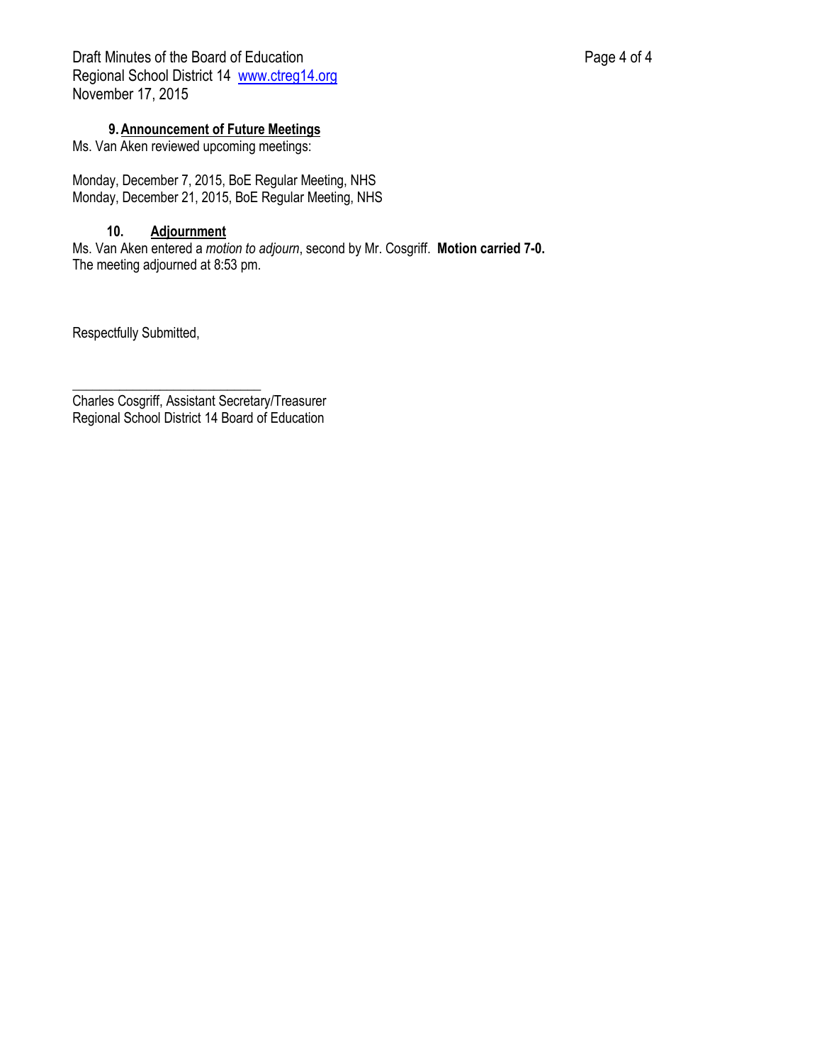## 9. Announcement of Future Meetings

Ms. Van Aken reviewed upcoming meetings:

Monday, December 7, 2015, BoE Regular Meeting, NHS
Monday, December 21, 2015, BoE Regular Meeting, NHS

## 10. Adjournment

Ms. Van Aken entered a *motion to adjourn*, second by Mr. Cosgriff. **Motion carried 7-0.**
The meeting adjourned at 8:53 pm.

Respectfully Submitted,

\_\_\_\_\_\_\_\_\_\_\_\_\_\_\_\_\_\_\_\_\_\_\_\_\_\_\_\_

Charles Cosgriff, Assistant Secretary/Treasurer
Regional School District 14 Board of Education